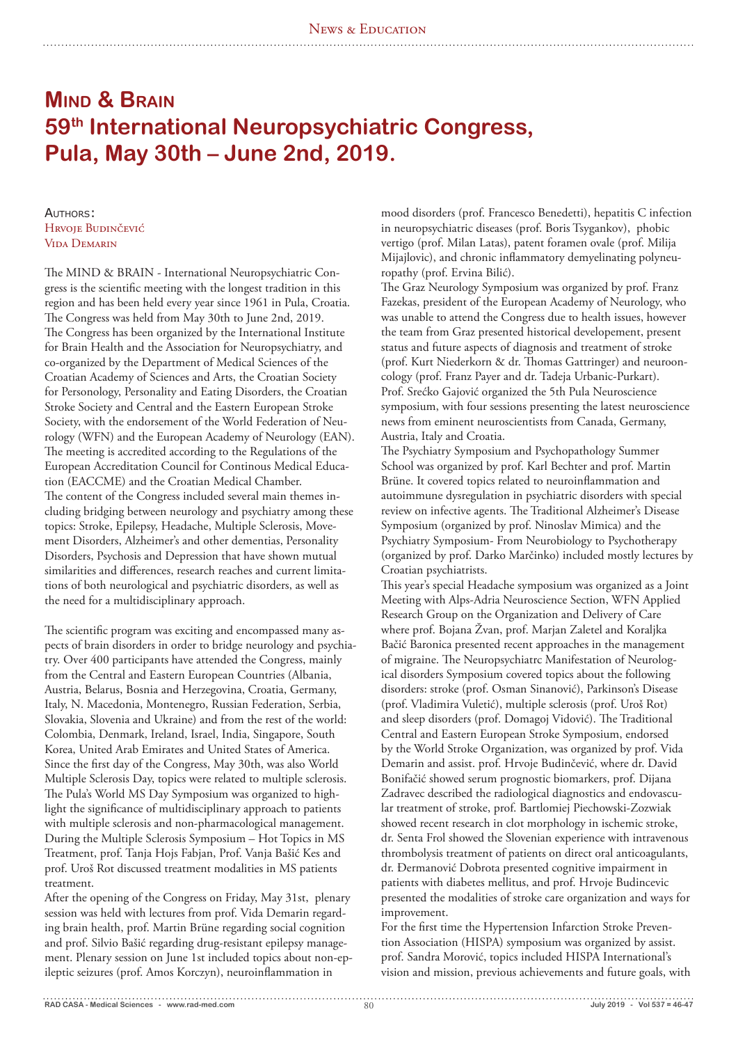# Mind & Brain
# 59th International Neuropsychiatric Congress, Pula, May 30th – June 2nd, 2019.

Authors:
Hrvoje Budinčević
Vida Demarin

The MIND & BRAIN - International Neuropsychiatric Congress is the scientific meeting with the longest tradition in this region and has been held every year since 1961 in Pula, Croatia. The Congress was held from May 30th to June 2nd, 2019. The Congress has been organized by the International Institute for Brain Health and the Association for Neuropsychiatry, and co-organized by the Department of Medical Sciences of the Croatian Academy of Sciences and Arts, the Croatian Society for Personology, Personality and Eating Disorders, the Croatian Stroke Society and Central and the Eastern European Stroke Society, with the endorsement of the World Federation of Neurology (WFN) and the European Academy of Neurology (EAN). The meeting is accredited according to the Regulations of the European Accreditation Council for Continous Medical Education (EACCME) and the Croatian Medical Chamber.
The content of the Congress included several main themes including bridging between neurology and psychiatry among these topics: Stroke, Epilepsy, Headache, Multiple Sclerosis, Movement Disorders, Alzheimer's and other dementias, Personality Disorders, Psychosis and Depression that have shown mutual similarities and differences, research reaches and current limitations of both neurological and psychiatric disorders, as well as the need for a multidisciplinary approach.

The scientific program was exciting and encompassed many aspects of brain disorders in order to bridge neurology and psychiatry. Over 400 participants have attended the Congress, mainly from the Central and Eastern European Countries (Albania, Austria, Belarus, Bosnia and Herzegovina, Croatia, Germany, Italy, N. Macedonia, Montenegro, Russian Federation, Serbia, Slovakia, Slovenia and Ukraine) and from the rest of the world: Colombia, Denmark, Ireland, Israel, India, Singapore, South Korea, United Arab Emirates and United States of America. Since the first day of the Congress, May 30th, was also World Multiple Sclerosis Day, topics were related to multiple sclerosis. The Pula's World MS Day Symposium was organized to highlight the significance of multidisciplinary approach to patients with multiple sclerosis and non-pharmacological management. During the Multiple Sclerosis Symposium – Hot Topics in MS Treatment, prof. Tanja Hojs Fabjan, Prof. Vanja Bašić Kes and prof. Uroš Rot discussed treatment modalities in MS patients treatment.
After the opening of the Congress on Friday, May 31st, plenary session was held with lectures from prof. Vida Demarin regarding brain health, prof. Martin Brüne regarding social cognition and prof. Silvio Bašić regarding drug-resistant epilepsy management. Plenary session on June 1st included topics about non-epileptic seizures (prof. Amos Korczyn), neuroinflammation in mood disorders (prof. Francesco Benedetti), hepatitis C infection in neuropsychiatric diseases (prof. Boris Tsygankov), phobic vertigo (prof. Milan Latas), patent foramen ovale (prof. Milija Mijajlovic), and chronic inflammatory demyelinating polyneuropathy (prof. Ervina Bilić).
The Graz Neurology Symposium was organized by prof. Franz Fazekas, president of the European Academy of Neurology, who was unable to attend the Congress due to health issues, however the team from Graz presented historical developement, present status and future aspects of diagnosis and treatment of stroke (prof. Kurt Niederkorn & dr. Thomas Gattringer) and neurooncology (prof. Franz Payer and dr. Tadeja Urbanic-Purkart).
Prof. Srećko Gajović organized the 5th Pula Neuroscience symposium, with four sessions presenting the latest neuroscience news from eminent neuroscientists from Canada, Germany, Austria, Italy and Croatia.
The Psychiatry Symposium and Psychopathology Summer School was organized by prof. Karl Bechter and prof. Martin Brüne. It covered topics related to neuroinflammation and autoimmune dysregulation in psychiatric disorders with special review on infective agents. The Traditional Alzheimer's Disease Symposium (organized by prof. Ninoslav Mimica) and the Psychiatry Symposium- From Neurobiology to Psychotherapy (organized by prof. Darko Marčinko) included mostly lectures by Croatian psychiatrists.
This year's special Headache symposium was organized as a Joint Meeting with Alps-Adria Neuroscience Section, WFN Applied Research Group on the Organization and Delivery of Care where prof. Bojana Žvan, prof. Marjan Zaletel and Koraljka Bačić Baronica presented recent approaches in the management of migraine. The Neuropsychiatrc Manifestation of Neurological disorders Symposium covered topics about the following disorders: stroke (prof. Osman Sinanović), Parkinson's Disease (prof. Vladimira Vuletić), multiple sclerosis (prof. Uroš Rot) and sleep disorders (prof. Domagoj Vidović). The Traditional Central and Eastern European Stroke Symposium, endorsed by the World Stroke Organization, was organized by prof. Vida Demarin and assist. prof. Hrvoje Budinčević, where dr. David Bonifačić showed serum prognostic biomarkers, prof. Dijana Zadravec described the radiological diagnostics and endovascular treatment of stroke, prof. Bartlomiej Piechowski-Zozwiak showed recent research in clot morphology in ischemic stroke, dr. Senta Frol showed the Slovenian experience with intravenous thrombolysis treatment of patients on direct oral anticoagulants, dr. Đermanović Dobrota presented cognitive impairment in patients with diabetes mellitus, and prof. Hrvoje Budincevic presented the modalities of stroke care organization and ways for improvement.
For the first time the Hypertension Infarction Stroke Prevention Association (HISPA) symposium was organized by assist. prof. Sandra Morović, topics included HISPA International's vision and mission, previous achievements and future goals, with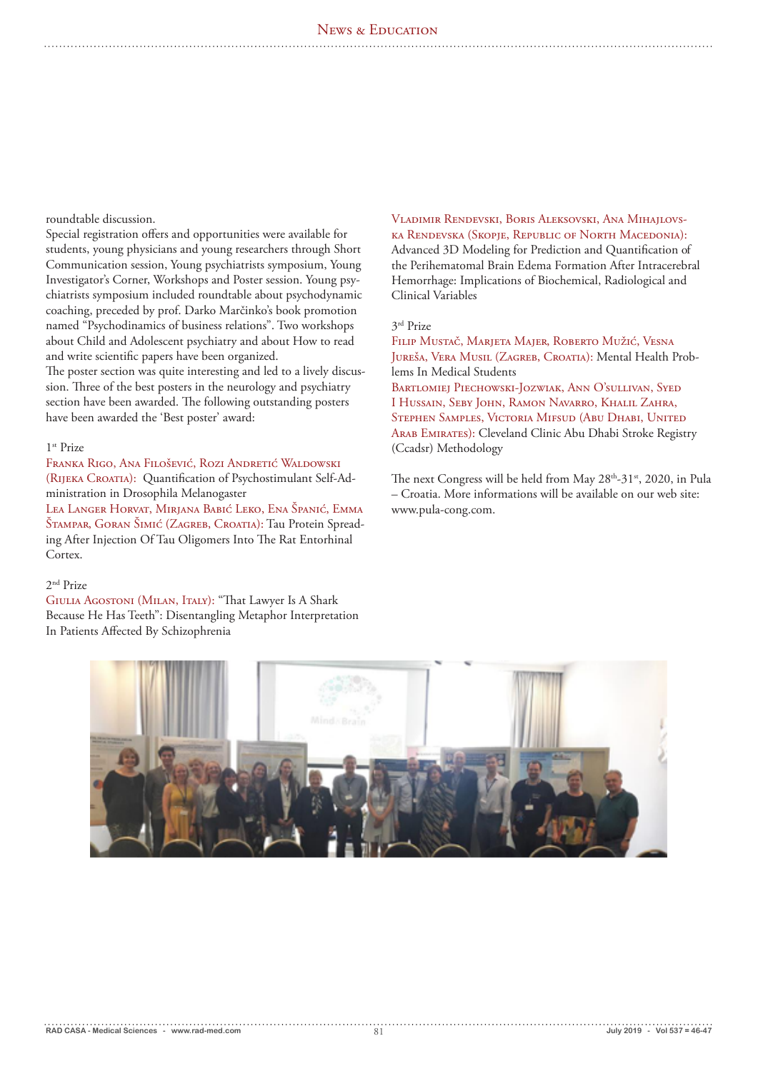roundtable discussion.

Special registration offers and opportunities were available for students, young physicians and young researchers through Short Communication session, Young psychiatrists symposium, Young Investigator's Corner, Workshops and Poster session. Young psychiatrists symposium included roundtable about psychodynamic coaching, preceded by prof. Darko Marčinko's book promotion named "Psychodinamics of business relations". Two workshops about Child and Adolescent psychiatry and about How to read and write scientific papers have been organized.

The poster section was quite interesting and led to a lively discussion. Three of the best posters in the neurology and psychiatry section have been awarded. The following outstanding posters have been awarded the 'Best poster' award:

1st Prize

Franka Rigo, Ana Filošević, Rozi Andretić Waldowski (Rijeka Croatia): Quantification of Psychostimulant Self-Administration in Drosophila Melanogaster

Lea Langer Horvat, Mirjana Babić Leko, Ena Španić, Emma Štampar, Goran Šimić (Zagreb, Croatia): Tau Protein Spreading After Injection Of Tau Oligomers Into The Rat Entorhinal Cortex.

2nd Prize

Giulia Agostoni (Milan, Italy): "That Lawyer Is A Shark Because He Has Teeth": Disentangling Metaphor Interpretation In Patients Affected By Schizophrenia

Vladimir Rendevski, Boris Aleksovski, Ana Mihajlovska Rendevska (Skopje, Republic of North Macedonia): Advanced 3D Modeling for Prediction and Quantification of the Perihematomal Brain Edema Formation After Intracerebral Hemorrhage: Implications of Biochemical, Radiological and Clinical Variables

3rd Prize

Filip Mustač, Marjeta Majer, Roberto Mužić, Vesna Jureša, Vera Musil (Zagreb, Croatia): Mental Health Problems In Medical Students

Bartlomiej Piechowski-Jozwiak, Ann O'sullivan, Syed I Hussain, Seby John, Ramon Navarro, Khalil Zahra, Stephen Samples, Victoria Mifsud (Abu Dhabi, United Arab Emirates): Cleveland Clinic Abu Dhabi Stroke Registry (Ccadsr) Methodology

The next Congress will be held from May 28th-31st, 2020, in Pula – Croatia. More informations will be available on our web site: www.pula-cong.com.